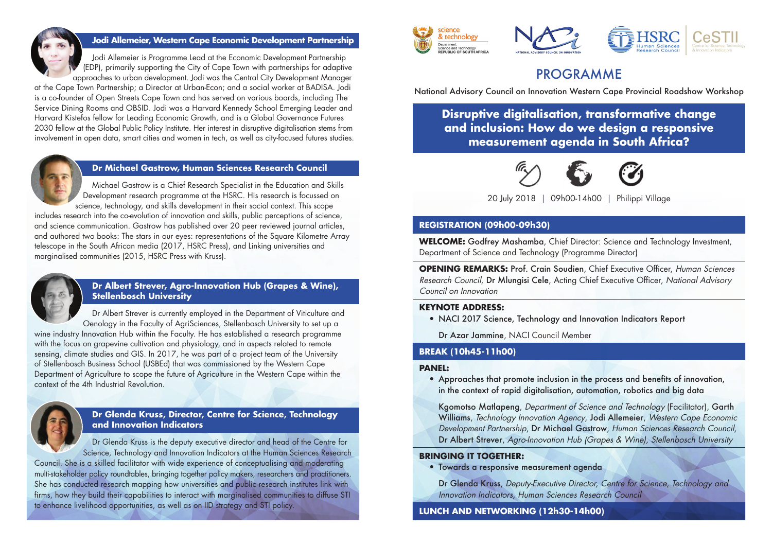### Jodi Allemeier, Western Cape Economic Development Partnership

Jodi Allemeier is Programme Lead at the Economic Development Partnership (EDP), primarily supporting the City of Cape Town with partnerships for adaptive approaches to urban development. Jodi was the Central City Development Manager at the Cape Town Partnership; a Director at Urban-Econ; and a social worker at BADISA. Jodi is a co-founder of Open Streets Cape Town and has served on various boards, including The Service Dining Rooms and OBSID. Jodi was a Harvard Kennedy School Emerging Leader and Harvard Kistefos fellow for Leading Economic Growth, and is a Global Governance Futures 2030 fellow at the Global Public Policy Institute. Her interest in disruptive digitalisation stems from involvement in open data, smart cities and women in tech, as well as city-focused futures studies.

### Dr Michael Gastrow, Human Sciences Research Council

Michael Gastrow is a Chief Research Specialist in the Education and Skills Development research programme at the HSRC. His research is focussed on science, technology, and skills development in their social context. This scope includes research into the co-evolution of innovation and skills, public perceptions of science, and science communication. Gastrow has published over 20 peer reviewed journal articles, and authored two books: The stars in our eyes: representations of the Square Kilometre Array telescope in the South African media (2017, HSRC Press), and Linking universities and marginalised communities (2015, HSRC Press with Kruss).

### Dr Albert Strever, Agro-Innovation Hub (Grapes & Wine), Stellenbosch University

Dr Albert Strever is currently employed in the Department of Viticulture and Oenology in the Faculty of AgriSciences, Stellenbosch University to set up a wine industry Innovation Hub within the Faculty. He has established a research programme with the focus on grapevine cultivation and physiology, and in aspects related to remote sensing, climate studies and GIS. In 2017, he was part of a project team of the University of Stellenbosch Business School (USBEd) that was commissioned by the Western Cape Department of Agriculture to scope the future of Agriculture in the Western Cape within the context of the 4th Industrial Revolution.

### Dr Glenda Kruss, Director, Centre for Science, Technology and Innovation Indicators

Dr Glenda Kruss is the deputy executive director and head of the Centre for Science, Technology and Innovation Indicators at the Human Sciences Research Council. She is a skilled facilitator with wide experience of conceptualising and moderating multi-stakeholder policy roundtables, bringing together policy makers, researchers and practitioners. She has conducted research mapping how universities and public research institutes link with firms, how they build their capabilities to interact with marginalised communities to diffuse STI to enhance livelihood opportunities, as well as on IID strategy and STI policy.

science & technology — Department: Science and Technology, REPUBLIC OF SOUTH AFRICA | NACI — NATIONAL ADVISORY COUNCIL ON INNOVATION | HSRC Human Sciences Research Council | CeSTII Centre for Science, Technology & Innovation Indicators

# PROGRAMME

National Advisory Council on Innovation Western Cape Provincial Roadshow Workshop

## Disruptive digitalisation, transformative change and inclusion: How do we design a responsive measurement agenda in South Africa?

20 July 2018 | 09h00-14h00 | Philippi Village

### REGISTRATION (09h00-09h30)

**WELCOME:** Godfrey Mashamba, Chief Director: Science and Technology Investment, Department of Science and Technology (Programme Director)

**OPENING REMARKS:** Prof. Crain Soudien, Chief Executive Officer, *Human Sciences Research Council*, Dr Mlungisi Cele, Acting Chief Executive Officer, *National Advisory Council on Innovation*

**KEYNOTE ADDRESS:**

- NACI 2017 Science, Technology and Innovation Indicators Report

Dr Azar Jammine, NACI Council Member

### BREAK (10h45-11h00)

**PANEL:**

- Approaches that promote inclusion in the process and benefits of innovation, in the context of rapid digitalisation, automation, robotics and big data

Kgomotso Matlapeng, *Department of Science and Technology* (Facilitator), Garth Williams, *Technology Innovation Agency*, Jodi Allemeier, *Western Cape Economic Development Partnership*, Dr Michael Gastrow, *Human Sciences Research Council*, Dr Albert Strever, *Agro-Innovation Hub (Grapes & Wine), Stellenbosch University*

**BRINGING IT TOGETHER:**

- Towards a responsive measurement agenda

Dr Glenda Kruss, *Deputy-Executive Director, Centre for Science, Technology and Innovation Indicators, Human Sciences Research Council*

### LUNCH AND NETWORKING (12h30-14h00)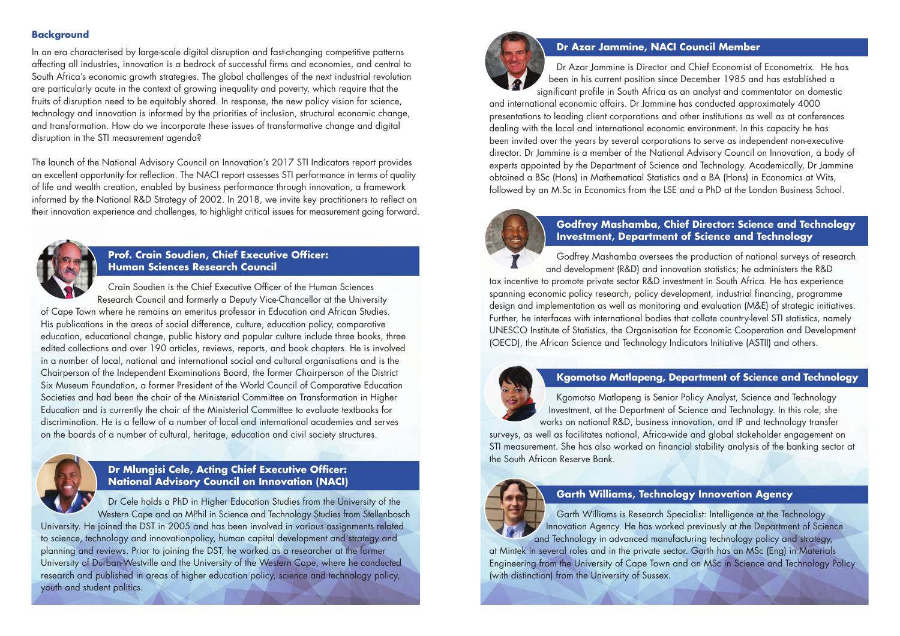## Background

In an era characterised by large-scale digital disruption and fast-changing competitive patterns affecting all industries, innovation is a bedrock of successful firms and economies, and central to South Africa's economic growth strategies. The global challenges of the next industrial revolution are particularly acute in the context of growing inequality and poverty, which require that the fruits of disruption need to be equitably shared. In response, the new policy vision for science, technology and innovation is informed by the priorities of inclusion, structural economic change, and transformation. How do we incorporate these issues of transformative change and digital disruption in the STI measurement agenda?

The launch of the National Advisory Council on Innovation's 2017 STI Indicators report provides an excellent opportunity for reflection. The NACI report assesses STI performance in terms of quality of life and wealth creation, enabled by business performance through innovation, a framework informed by the National R&D Strategy of 2002. In 2018, we invite key practitioners to reflect on their innovation experience and challenges, to highlight critical issues for measurement going forward.

### Prof. Crain Soudien, Chief Executive Officer: Human Sciences Research Council

Crain Soudien is the Chief Executive Officer of the Human Sciences Research Council and formerly a Deputy Vice-Chancellor at the University of Cape Town where he remains an emeritus professor in Education and African Studies. His publications in the areas of social difference, culture, education policy, comparative education, educational change, public history and popular culture include three books, three edited collections and over 190 articles, reviews, reports, and book chapters. He is involved in a number of local, national and international social and cultural organisations and is the Chairperson of the Independent Examinations Board, the former Chairperson of the District Six Museum Foundation, a former President of the World Council of Comparative Education Societies and had been the chair of the Ministerial Committee on Transformation in Higher Education and is currently the chair of the Ministerial Committee to evaluate textbooks for discrimination. He is a fellow of a number of local and international academies and serves on the boards of a number of cultural, heritage, education and civil society structures.

### Dr Mlungisi Cele, Acting Chief Executive Officer: National Advisory Council on Innovation (NACI)

Dr Cele holds a PhD in Higher Education Studies from the University of the Western Cape and an MPhil in Science and Technology Studies from Stellenbosch University. He joined the DST in 2005 and has been involved in various assignments related to science, technology and innovationpolicy, human capital development and strategy and planning and reviews. Prior to joining the DST, he worked as a researcher at the former University of Durban-Westville and the University of the Western Cape, where he conducted research and published in areas of higher education policy, science and technology policy, youth and student politics.

### Dr Azar Jammine, NACI Council Member

Dr Azar Jammine is Director and Chief Economist of Econometrix. He has been in his current position since December 1985 and has established a significant profile in South Africa as an analyst and commentator on domestic and international economic affairs. Dr Jammine has conducted approximately 4000 presentations to leading client corporations and other institutions as well as at conferences dealing with the local and international economic environment. In this capacity he has been invited over the years by several corporations to serve as independent non-executive director. Dr Jammine is a member of the National Advisory Council on Innovation, a body of experts appointed by the Department of Science and Technology. Academically, Dr Jammine obtained a BSc (Hons) in Mathematical Statistics and a BA (Hons) in Economics at Wits, followed by an M.Sc in Economics from the LSE and a PhD at the London Business School.

### Godfrey Mashamba, Chief Director: Science and Technology Investment, Department of Science and Technology

Godfrey Mashamba oversees the production of national surveys of research and development (R&D) and innovation statistics; he administers the R&D tax incentive to promote private sector R&D investment in South Africa. He has experience spanning economic policy research, policy development, industrial financing, programme design and implementation as well as monitoring and evaluation (M&E) of strategic initiatives. Further, he interfaces with international bodies that collate country-level STI statistics, namely UNESCO Institute of Statistics, the Organisation for Economic Cooperation and Development (OECD), the African Science and Technology Indicators Initiative (ASTII) and others.

### Kgomotso Matlapeng, Department of Science and Technology

Kgomotso Matlapeng is Senior Policy Analyst, Science and Technology Investment, at the Department of Science and Technology. In this role, she works on national R&D, business innovation, and IP and technology transfer surveys, as well as facilitates national, Africa-wide and global stakeholder engagement on STI measurement. She has also worked on financial stability analysis of the banking sector at the South African Reserve Bank.

### Garth Williams, Technology Innovation Agency

Garth Williams is Research Specialist: Intelligence at the Technology Innovation Agency. He has worked previously at the Department of Science and Technology in advanced manufacturing technology policy and strategy, at Mintek in several roles and in the private sector. Garth has an MSc (Eng) in Materials Engineering from the University of Cape Town and an MSc in Science and Technology Policy (with distinction) from the University of Sussex.